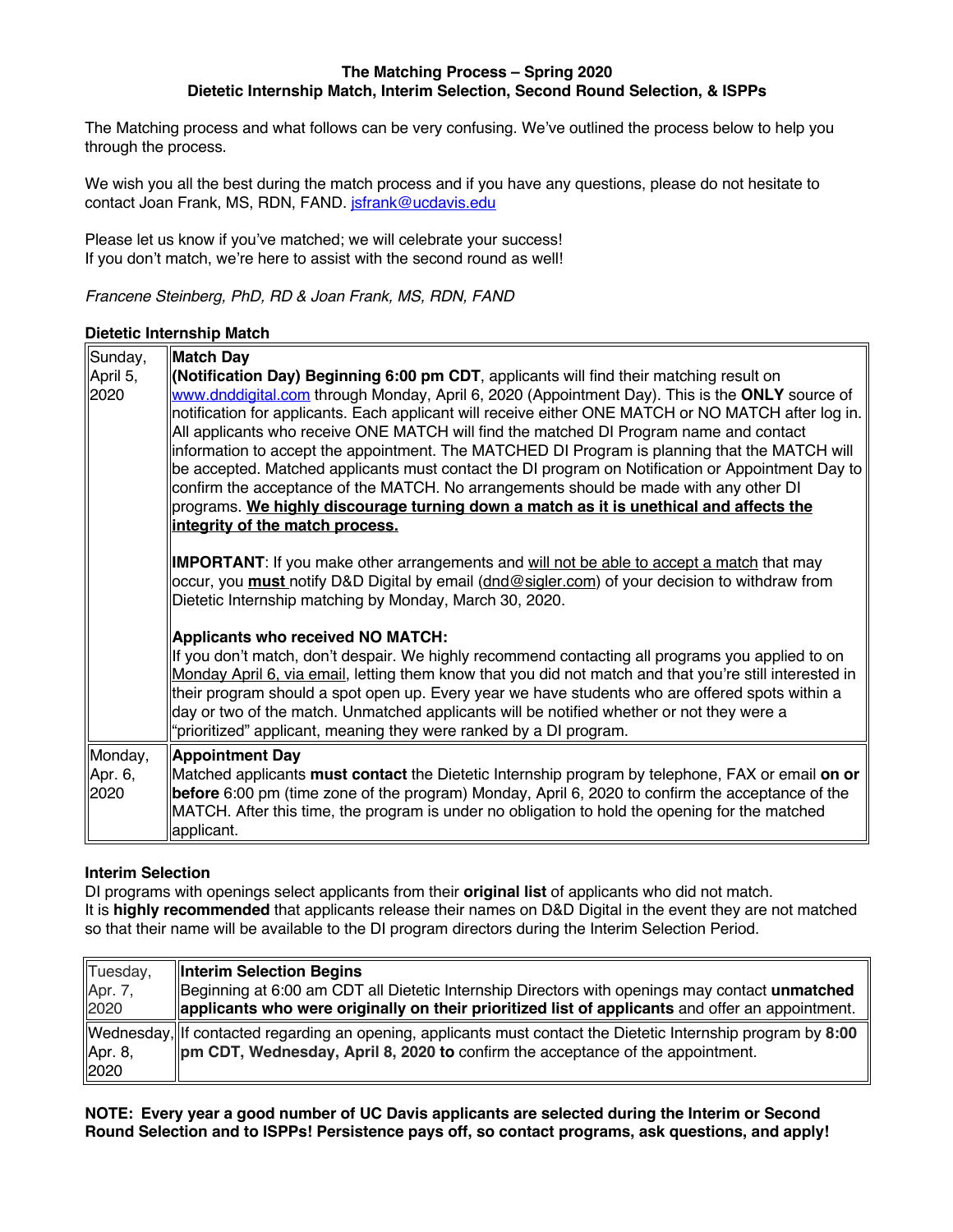**The Matching Process – Spring 2020**
**Dietetic Internship Match, Interim Selection, Second Round Selection, & ISPPs**

The Matching process and what follows can be very confusing. We've outlined the process below to help you through the process.

We wish you all the best during the match process and if you have any questions, please do not hesitate to contact Joan Frank, MS, RDN, FAND. jsfrank@ucdavis.edu

Please let us know if you've matched; we will celebrate your success!
If you don't match, we're here to assist with the second round as well!

*Francene Steinberg, PhD, RD & Joan Frank, MS, RDN, FAND*

**Dietetic Internship Match**

| Date | Details |
|---|---|
| Sunday, April 5, 2020 | **Match Day**<br>**(Notification Day) Beginning 6:00 pm CDT**, applicants will find their matching result on www.dnddigital.com through Monday, April 6, 2020 (Appointment Day). This is the **ONLY** source of notification for applicants. Each applicant will receive either ONE MATCH or NO MATCH after log in. All applicants who receive ONE MATCH will find the matched DI Program name and contact information to accept the appointment. The MATCHED DI Program is planning that the MATCH will be accepted. Matched applicants must contact the DI program on Notification or Appointment Day to confirm the acceptance of the MATCH. No arrangements should be made with any other DI programs. **We highly discourage turning down a match as it is unethical and affects the integrity of the match process.**<br><br>**IMPORTANT**: If you make other arrangements and will not be able to accept a match that may occur, you **must** notify D&D Digital by email (dnd@sigler.com) of your decision to withdraw from Dietetic Internship matching by Monday, March 30, 2020.<br><br>**Applicants who received NO MATCH:**<br>If you don't match, don't despair. We highly recommend contacting all programs you applied to on Monday April 6, via email, letting them know that you did not match and that you're still interested in their program should a spot open up. Every year we have students who are offered spots within a day or two of the match. Unmatched applicants will be notified whether or not they were a "prioritized" applicant, meaning they were ranked by a DI program. |
| Monday, Apr. 6, 2020 | **Appointment Day**<br>Matched applicants **must contact** the Dietetic Internship program by telephone, FAX or email **on or before** 6:00 pm (time zone of the program) Monday, April 6, 2020 to confirm the acceptance of the MATCH. After this time, the program is under no obligation to hold the opening for the matched applicant. |

**Interim Selection**
DI programs with openings select applicants from their **original list** of applicants who did not match.
It is **highly recommended** that applicants release their names on D&D Digital in the event they are not matched so that their name will be available to the DI program directors during the Interim Selection Period.

| Date | Details |
|---|---|
| Tuesday, Apr. 7, 2020 | **Interim Selection Begins**<br>Beginning at 6:00 am CDT all Dietetic Internship Directors with openings may contact **unmatched applicants who were originally on their prioritized list of applicants** and offer an appointment. |
| Wednesday, Apr. 8, 2020 | If contacted regarding an opening, applicants must contact the Dietetic Internship program by **8:00 pm CDT, Wednesday, April 8, 2020 to** confirm the acceptance of the appointment. |

**NOTE: Every year a good number of UC Davis applicants are selected during the Interim or Second Round Selection and to ISPPs! Persistence pays off, so contact programs, ask questions, and apply!**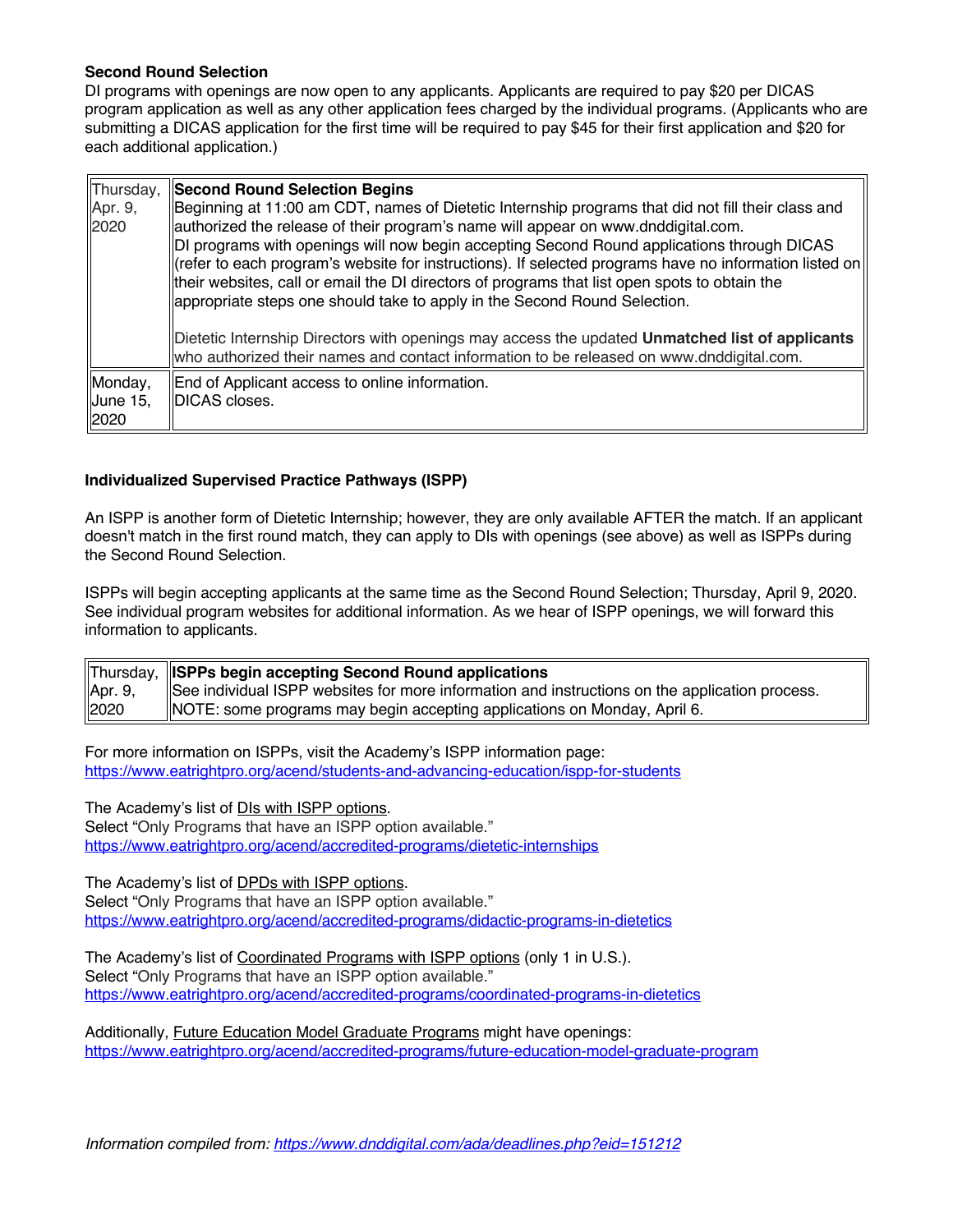**Second Round Selection**

DI programs with openings are now open to any applicants. Applicants are required to pay $20 per DICAS program application as well as any other application fees charged by the individual programs. (Applicants who are submitting a DICAS application for the first time will be required to pay $45 for their first application and $20 for each additional application.)

| | |
|---|---|
| Thursday, Apr. 9, 2020 | **Second Round Selection Begins**<br>Beginning at 11:00 am CDT, names of Dietetic Internship programs that did not fill their class and authorized the release of their program's name will appear on www.dnddigital.com.<br>DI programs with openings will now begin accepting Second Round applications through DICAS (refer to each program's website for instructions). If selected programs have no information listed on their websites, call or email the DI directors of programs that list open spots to obtain the appropriate steps one should take to apply in the Second Round Selection.<br><br>Dietetic Internship Directors with openings may access the updated **Unmatched list of applicants** who authorized their names and contact information to be released on www.dnddigital.com. |
| Monday, June 15, 2020 | End of Applicant access to online information.<br>DICAS closes. |

**Individualized Supervised Practice Pathways (ISPP)**

An ISPP is another form of Dietetic Internship; however, they are only available AFTER the match. If an applicant doesn't match in the first round match, they can apply to DIs with openings (see above) as well as ISPPs during the Second Round Selection.

ISPPs will begin accepting applicants at the same time as the Second Round Selection; Thursday, April 9, 2020. See individual program websites for additional information. As we hear of ISPP openings, we will forward this information to applicants.

| | |
|---|---|
| Thursday, Apr. 9, 2020 | **ISPPs begin accepting Second Round applications**<br>See individual ISPP websites for more information and instructions on the application process.<br>NOTE: some programs may begin accepting applications on Monday, April 6. |

For more information on ISPPs, visit the Academy's ISPP information page:
https://www.eatrightpro.org/acend/students-and-advancing-education/ispp-for-students

The Academy's list of DIs with ISPP options.
Select "Only Programs that have an ISPP option available."
https://www.eatrightpro.org/acend/accredited-programs/dietetic-internships

The Academy's list of DPDs with ISPP options.
Select "Only Programs that have an ISPP option available."
https://www.eatrightpro.org/acend/accredited-programs/didactic-programs-in-dietetics

The Academy's list of Coordinated Programs with ISPP options (only 1 in U.S.).
Select "Only Programs that have an ISPP option available."
https://www.eatrightpro.org/acend/accredited-programs/coordinated-programs-in-dietetics

Additionally, Future Education Model Graduate Programs might have openings:
https://www.eatrightpro.org/acend/accredited-programs/future-education-model-graduate-program

*Information compiled from: https://www.dnddigital.com/ada/deadlines.php?eid=151212*